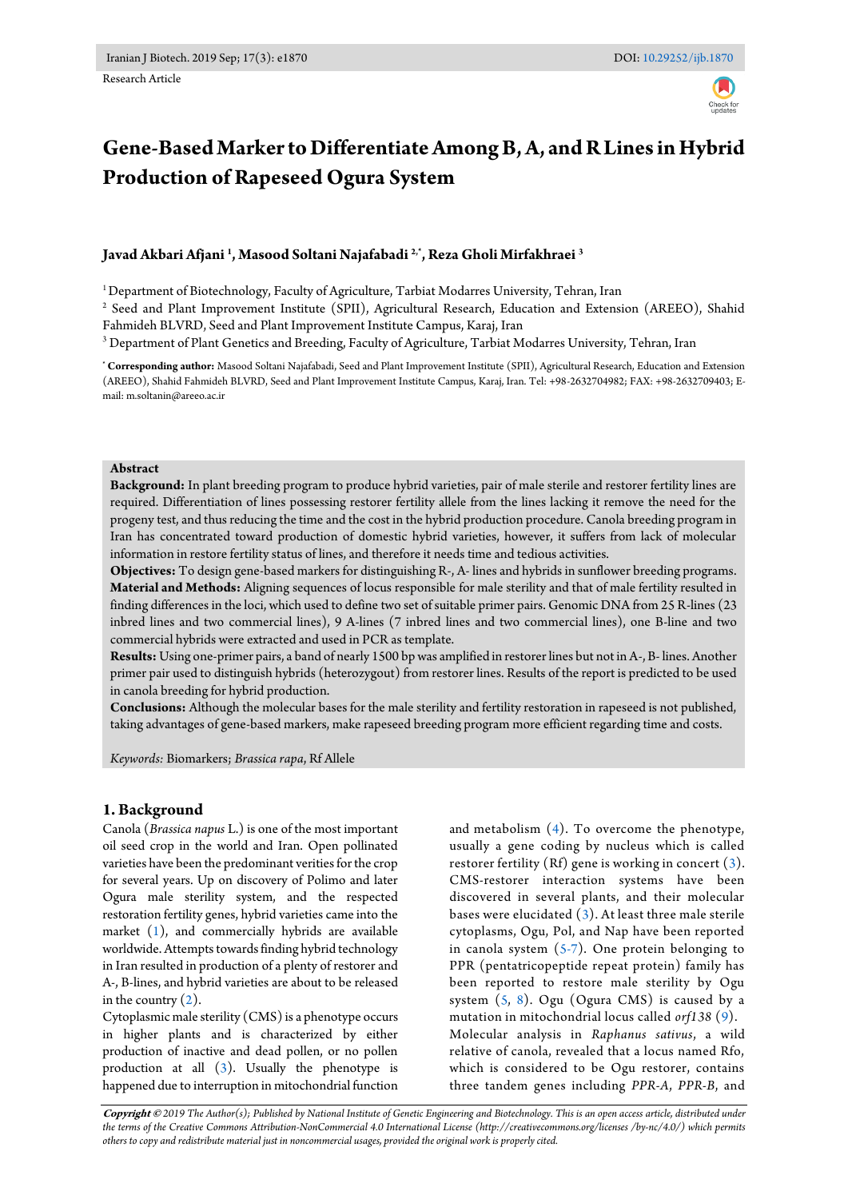Research Article

# Gene-Based Marker to Differentiate Among B, A, and R Lines in Hybrid Production of Rapeseed Ogura System

**Javad Akbari Afjani [1], Masood Soltani Najafabadi [2,*], Reza Gholi Mirfakhraei [3]**

[1] Department of Biotechnology, Faculty of Agriculture, Tarbiat Modarres University, Tehran, Iran

[2] Seed and Plant Improvement Institute (SPII), Agricultural Research, Education and Extension (AREEO), Shahid Fahmideh BLVRD, Seed and Plant Improvement Institute Campus, Karaj, Iran

[3] Department of Plant Genetics and Breeding, Faculty of Agriculture, Tarbiat Modarres University, Tehran, Iran

[*] **Corresponding author:** Masood Soltani Najafabadi, Seed and Plant Improvement Institute (SPII), Agricultural Research, Education and Extension (AREEO), Shahid Fahmideh BLVRD, Seed and Plant Improvement Institute Campus, Karaj, Iran. Tel: +98-2632704982; FAX: +98-2632709403; E-mail: m.soltanin@areeo.ac.ir

**Abstract**

**Background:** In plant breeding program to produce hybrid varieties, pair of male sterile and restorer fertility lines are required. Differentiation of lines possessing restorer fertility allele from the lines lacking it remove the need for the progeny test, and thus reducing the time and the cost in the hybrid production procedure. Canola breeding program in Iran has concentrated toward production of domestic hybrid varieties, however, it suffers from lack of molecular information in restore fertility status of lines, and therefore it needs time and tedious activities.

**Objectives:** To design gene-based markers for distinguishing R-, A- lines and hybrids in sunflower breeding programs.

**Material and Methods:** Aligning sequences of locus responsible for male sterility and that of male fertility resulted in finding differences in the loci, which used to define two set of suitable primer pairs. Genomic DNA from 25 R-lines (23 inbred lines and two commercial lines), 9 A-lines (7 inbred lines and two commercial lines), one B-line and two commercial hybrids were extracted and used in PCR as template.

**Results:** Using one-primer pairs, a band of nearly 1500 bp was amplified in restorer lines but not in A-, B- lines. Another primer pair used to distinguish hybrids (heterozygout) from restorer lines. Results of the report is predicted to be used in canola breeding for hybrid production.

**Conclusions:** Although the molecular bases for the male sterility and fertility restoration in rapeseed is not published, taking advantages of gene-based markers, make rapeseed breeding program more efficient regarding time and costs.

*Keywords:* Biomarkers; *Brassica rapa*, Rf Allele

## 1. Background

Canola (*Brassica napus* L.) is one of the most important oil seed crop in the world and Iran. Open pollinated varieties have been the predominant verities for the crop for several years. Up on discovery of Polimo and later Ogura male sterility system, and the respected restoration fertility genes, hybrid varieties came into the market (1), and commercially hybrids are available worldwide. Attempts towards finding hybrid technology in Iran resulted in production of a plenty of restorer and A-, B-lines, and hybrid varieties are about to be released in the country (2).

Cytoplasmic male sterility (CMS) is a phenotype occurs in higher plants and is characterized by either production of inactive and dead pollen, or no pollen production at all (3). Usually the phenotype is happened due to interruption in mitochondrial function and metabolism (4). To overcome the phenotype, usually a gene coding by nucleus which is called restorer fertility (Rf) gene is working in concert (3). CMS-restorer interaction systems have been discovered in several plants, and their molecular bases were elucidated (3). At least three male sterile cytoplasms, Ogu, Pol, and Nap have been reported in canola system (5-7). One protein belonging to PPR (pentatricopeptide repeat protein) family has been reported to restore male sterility by Ogu system (5, 8). Ogu (Ogura CMS) is caused by a mutation in mitochondrial locus called *orf138* (9). Molecular analysis in *Raphanus sativus*, a wild relative of canola, revealed that a locus named Rfo, which is considered to be Ogu restorer, contains three tandem genes including *PPR-A*, *PPR-B*, and

***Copyright*** *© 2019 The Author(s); Published by National Institute of Genetic Engineering and Biotechnology. This is an open access article, distributed under the terms of the Creative Commons Attribution-NonCommercial 4.0 International License (http://creativecommons.org/licenses /by-nc/4.0/) which permits others to copy and redistribute material just in noncommercial usages, provided the original work is properly cited.*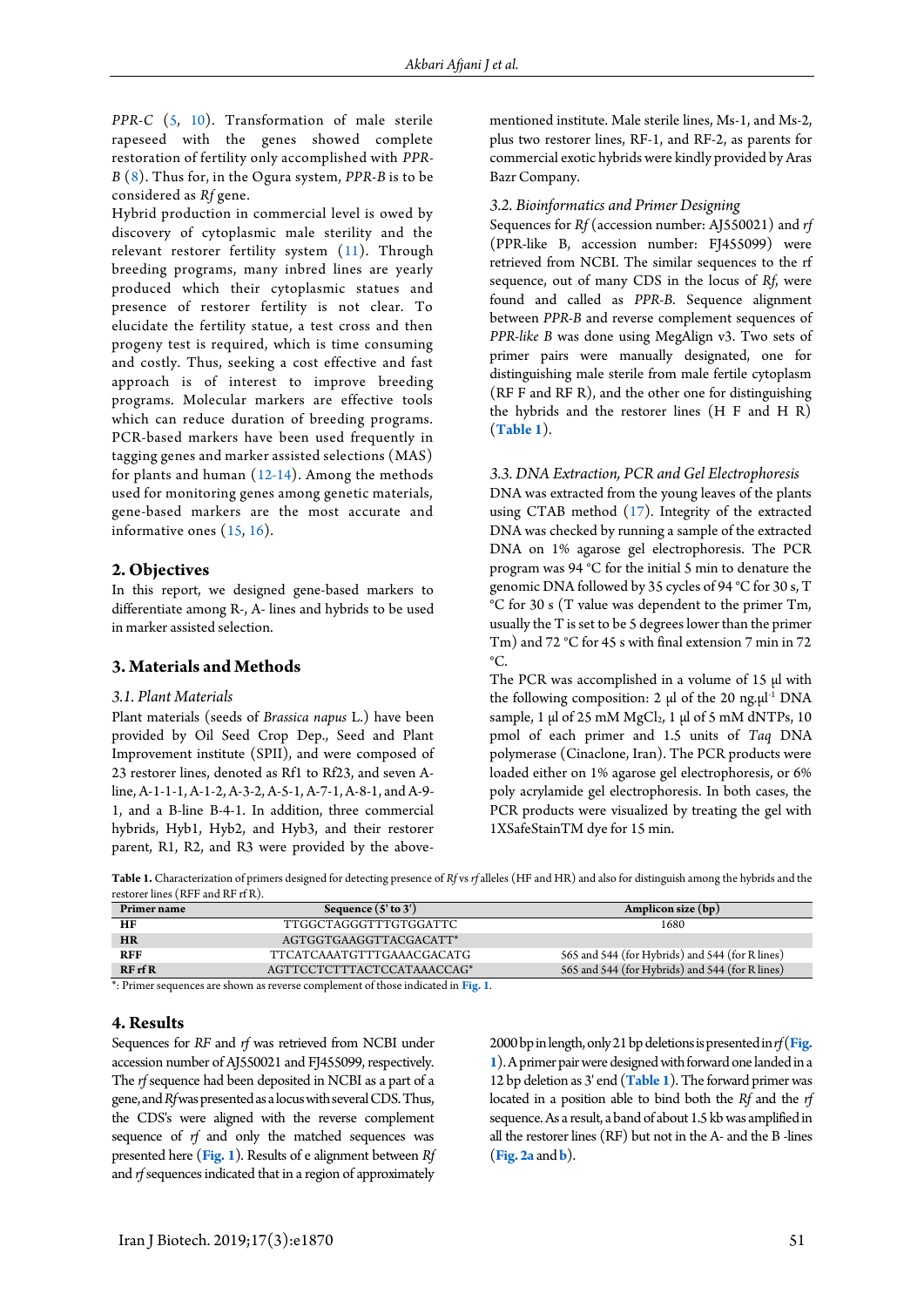*PPR-C* (5, 10). Transformation of male sterile rapeseed with the genes showed complete restoration of fertility only accomplished with *PPR-B* (8). Thus for, in the Ogura system, *PPR-B* is to be considered as *Rf* gene.

Hybrid production in commercial level is owed by discovery of cytoplasmic male sterility and the relevant restorer fertility system (11). Through breeding programs, many inbred lines are yearly produced which their cytoplasmic statues and presence of restorer fertility is not clear. To elucidate the fertility statue, a test cross and then progeny test is required, which is time consuming and costly. Thus, seeking a cost effective and fast approach is of interest to improve breeding programs. Molecular markers are effective tools which can reduce duration of breeding programs. PCR-based markers have been used frequently in tagging genes and marker assisted selections (MAS) for plants and human (12-14). Among the methods used for monitoring genes among genetic materials, gene-based markers are the most accurate and informative ones (15, 16).

## 2. Objectives

In this report, we designed gene-based markers to differentiate among R-, A- lines and hybrids to be used in marker assisted selection.

## 3. Materials and Methods

### 3.1. Plant Materials

Plant materials (seeds of *Brassica napus* L.) have been provided by Oil Seed Crop Dep., Seed and Plant Improvement institute (SPII), and were composed of 23 restorer lines, denoted as Rf1 to Rf23, and seven A-line, A-1-1-1, A-1-2, A-3-2, A-5-1, A-7-1, A-8-1, and A-9-1, and a B-line B-4-1. In addition, three commercial hybrids, Hyb1, Hyb2, and Hyb3, and their restorer parent, R1, R2, and R3 were provided by the above-mentioned institute. Male sterile lines, Ms-1, and Ms-2, plus two restorer lines, RF-1, and RF-2, as parents for commercial exotic hybrids were kindly provided by Aras Bazr Company.

### 3.2. Bioinformatics and Primer Designing

Sequences for *Rf* (accession number: AJ550021) and *rf* (PPR-like B, accession number: FJ455099) were retrieved from NCBI. The similar sequences to the rf sequence, out of many CDS in the locus of *Rf*, were found and called as *PPR-B*. Sequence alignment between *PPR-B* and reverse complement sequences of *PPR-like B* was done using MegAlign v3. Two sets of primer pairs were manually designated, one for distinguishing male sterile from male fertile cytoplasm (RF F and RF R), and the other one for distinguishing the hybrids and the restorer lines (H F and H R) (**Table 1**).

### 3.3. DNA Extraction, PCR and Gel Electrophoresis

DNA was extracted from the young leaves of the plants using CTAB method (17). Integrity of the extracted DNA was checked by running a sample of the extracted DNA on 1% agarose gel electrophoresis. The PCR program was 94 °C for the initial 5 min to denature the genomic DNA followed by 35 cycles of 94 °C for 30 s, T °C for 30 s (T value was dependent to the primer Tm, usually the T is set to be 5 degrees lower than the primer Tm) and 72 °C for 45 s with final extension 7 min in 72 °C.

The PCR was accomplished in a volume of 15 µl with the following composition: 2 µl of the 20 ng.µl$^{-1}$ DNA sample, 1 µl of 25 mM $MgCl_2$, 1 µl of 5 mM dNTPs, 10 pmol of each primer and 1.5 units of *Taq* DNA polymerase (Cinaclone, Iran). The PCR products were loaded either on 1% agarose gel electrophoresis, or 6% poly acrylamide gel electrophoresis. In both cases, the PCR products were visualized by treating the gel with 1XSafeStainTM dye for 15 min.

**Table 1.** Characterization of primers designed for detecting presence of *Rf* vs *rf* alleles (HF and HR) and also for distinguish among the hybrids and the restorer lines (RFF and RF rf R).

| Primer name | Sequence (5' to 3') | Amplicon size (bp) |
|---|---|---|
| **HF** | TTGGCTAGGGTTTGTGGATTC | 1680 |
| **HR** | AGTGGTGAAGGTTACGACATT* | |
| **RFF** | TTCATCAAATGTTTGAAACGACATG | 565 and 544 (for Hybrids) and 544 (for R lines) |
| **RF rf R** | AGTTCCTCTTTACTCCATAAACCAG* | 565 and 544 (for Hybrids) and 544 (for R lines) |

*: Primer sequences are shown as reverse complement of those indicated in **Fig. 1**.

## 4. Results

Sequences for *RF* and *rf* was retrieved from NCBI under accession number of AJ550021 and FJ455099, respectively. The *rf* sequence had been deposited in NCBI as a part of a gene, and *Rf* was presented as a locus with several CDS. Thus, the CDS's were aligned with the reverse complement sequence of *rf* and only the matched sequences was presented here (**Fig. 1**). Results of e alignment between *Rf* and *rf* sequences indicated that in a region of approximately 2000 bp in length, only 21 bp deletions is presented in *rf* (**Fig. 1**). A primer pair were designed with forward one landed in a 12 bp deletion as 3' end (**Table 1**). The forward primer was located in a position able to bind both the *Rf* and the *rf* sequence. As a result, a band of about 1.5 kb was amplified in all the restorer lines (RF) but not in the A- and the B -lines (**Fig. 2a** and **b**).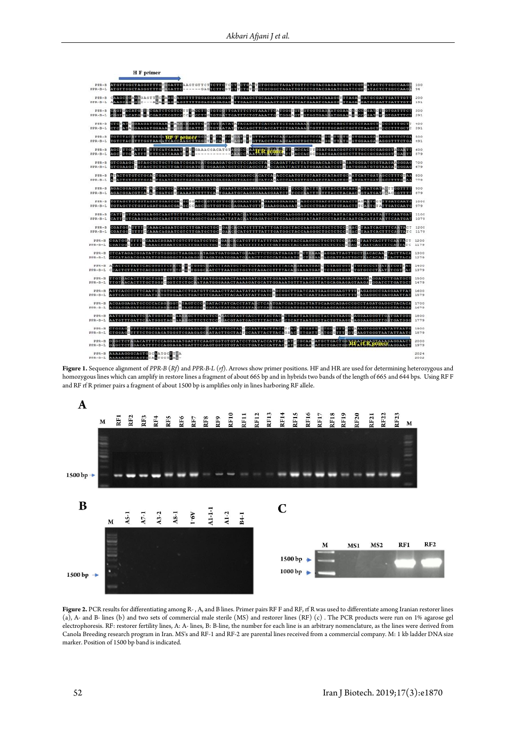**Figure 1.** Sequence alignment of *PPR-B* (*Rf*) and *PPR-B-L* (*rf*). Arrows show primer positions. HF and HR are used for determining heterozygous and homozygous lines which can amplify in restore lines a fragment of about 665 bp and in hybrids two bands of the length of 665 and 644 bps. Using RF F and RF rf R primer pairs a fragment of about 1500 bp is amplifies only in lines harboring RF allele.

**Figure 2.** PCR results for differentiating among R- , A, and B lines. Primer pairs RF F and RF, rf R was used to differentiate among Iranian restorer lines (a), A- and B- lines (b) and two sets of commercial male sterile (MS) and restorer lines (RF) (c) . The PCR products were run on 1% agarose gel electrophoresis. RF: restorer fertility lines, A: A- lines, B: B-line, the number for each line is an arbitrary nomenclature, as the lines were derived from Canola Breeding research program in Iran. MS's and RF-1 and RF-2 are parental lines received from a commercial company. M: 1 kb ladder DNA size marker. Position of 1500 bp band is indicated.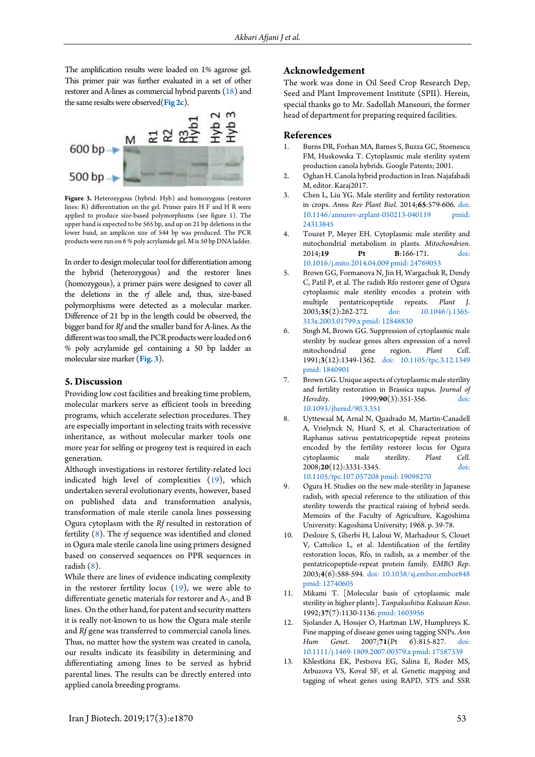The amplification results were loaded on 1% agarose gel. This primer pair was further evaluated in a set of other restorer and A-lines as commercial hybrid parents (18) and the same results were observed(**Fig 2c**).

**Figure 3.** Heterozygous (hybrid: Hyb) and homozygous (restorer lines: R) differentiation on the gel. Primer pairs H F and H R were applied to produce size-based polymorphisms (see figure 1). The upper band is expected to be 565 bp, and up on 21 bp deletions in the lower band, an amplicon size of 544 bp was produced. The PCR products were run on 6 % poly acrylamide gel. M is 50 bp DNA ladder.

In order to design molecular tool for differentiation among the hybrid (heterozygous) and the restorer lines (homozygous), a primer pairs were designed to cover all the deletions in the *rf* allele and, thus, size-based polymorphisms were detected as a molecular marker. Difference of 21 bp in the length could be observed, the bigger band for *Rf* and the smaller band for A-lines. As the different was too small, the PCR products were loaded on 6 % poly acrylamide gel containing a 50 bp ladder as molecular size marker (**Fig. 3**).

## 5. Discussion

Providing low cost facilities and breaking time problem, molecular markers serve as efficient tools in breeding programs, which accelerate selection procedures. They are especially important in selecting traits with recessive inheritance, as without molecular marker tools one more year for selfing or progeny test is required in each generation.

Although investigations in restorer fertility-related loci indicated high level of complexities (19), which undertaken several evolutionary events, however, based on published data and transformation analysis, transformation of male sterile canola lines possessing Ogura cytoplasm with the *Rf* resulted in restoration of fertility (8). The *rf* sequence was identified and cloned in Ogura male sterile canola line using primers designed based on conserved sequences on PPR sequences in radish (8).

While there are lines of evidence indicating complexity in the restorer fertility locus (19), we were able to differentiate genetic materials for restorer and A-, and B lines. On the other hand, for patent and security matters it is really not-known to us how the Ogura male sterile and *Rf* gene was transferred to commercial canola lines. Thus, no matter how the system was created in canola, our results indicate its feasibility in determining and differentiating among lines to be served as hybrid parental lines. The results can be directly entered into applied canola breeding programs.

## Acknowledgement

The work was done in Oil Seed Crop Research Dep, Seed and Plant Improvement Institute (SPII). Herein, special thanks go to Mr. Sadollah Mansouri, the former head of department for preparing required facilities.

## References

1. Burns DR, Forhan MA, Barnes S, Buzza GC, Stoenescu FM, Huskowska T. Cytoplasmic male sterility system production canola hybrids. Google Patents; 2001.
2. Oghan H. Canola hybrid production in Iran. Najafabadi M, editor. Karaj2017.
3. Chen L, Liu YG. Male sterility and fertility restoration in crops. *Annu Rev Plant Biol*. 2014;**65**:579-606. doi: 10.1146/annurev-arplant-050213-040119 pmid: 24313845
4. Touzet P, Meyer EH. Cytoplasmic male sterility and mitochondrial metabolism in plants. *Mitochondrion*. 2014;**19** **Pt** **B**:166-171. doi: 10.1016/j.mito.2014.04.009 pmid: 24769053
5. Brown GG, Formanova N, Jin H, Wargachuk R, Dendy C, Patil P, et al. The radish Rfo restorer gene of Ogura cytoplasmic male sterility encodes a protein with multiple pentatricopeptide repeats. *Plant J*. 2003;**35**(2):262-272. doi: 10.1046/j.1365-313x.2003.01799.x pmid: 12848830
6. Singh M, Brown GG. Suppression of cytoplasmic male sterility by nuclear genes alters expression of a novel mitochondrial gene region. *Plant Cell*. 1991;**3**(12):1349-1362. doi: 10.1105/tpc.3.12.1349 pmid: 1840901
7. Brown GG. Unique aspects of cytoplasmic male sterility and fertility restoration in Brassica napus. *Journal of Heredity*. 1999;**90**(3):351-356. doi: 10.1093/jhered/90.3.351
8. Uyttewaal M, Arnal N, Quadrado M, Martin-Canadell A, Vrielynck N, Hiard S, et al. Characterization of Raphanus sativus pentatricopeptide repeat proteins encoded by the fertility restorer locus for Ogura cytoplasmic male sterility. *Plant Cell*. 2008;**20**(12):3331-3345. doi: 10.1105/tpc.107.057208 pmid: 19098270
9. Ogura H. Studies on the new male-sterility in Japanese radish, with special reference to the utilization of this sterility towerds the practical raising of hybrid seeds. Memoirs of the Faculty of Agriculture, Kagoshima University: Kagoshima University; 1968. p. 39-78.
10. Desloire S, Gherbi H, Laloui W, Marhadour S, Clouet V, Cattolico L, et al. Identification of the fertility restoration locus, Rfo, in radish, as a member of the pentatricopeptide-repeat protein family. *EMBO Rep*. 2003;**4**(6):588-594. doi: 10.1038/sj.embor.embor848 pmid: 12740605
11. Mikami T. [Molecular basis of cytoplasmic male sterility in higher plants]. *Tanpakushitsu Kakusan Koso*. 1992;**37**(7):1130-1136. pmid: 1603956
12. Sjolander A, Hossjer O, Hartman LW, Humphreys K. Fine mapping of disease genes using tagging SNPs. *Ann Hum Genet*. 2007;**71**(Pt 6):815-827. doi: 10.1111/j.1469-1809.2007.00379.x pmid: 17587339
13. Khlestkina EK, Pestsova EG, Salina E, Roder MS, Arbuzova VS, Koval SF, et al. Genetic mapping and tagging of wheat genes using RAPD, STS and SSR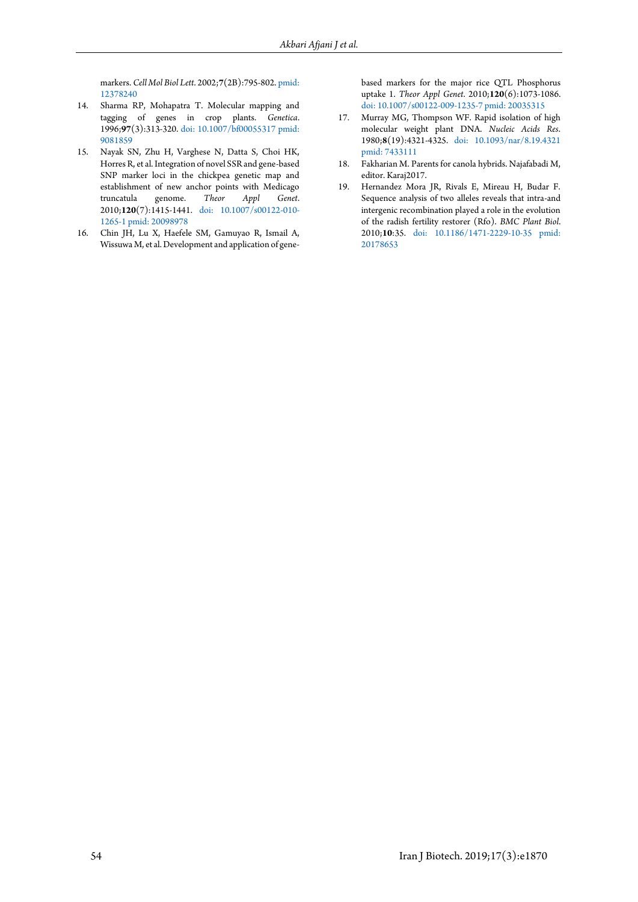markers. *Cell Mol Biol Lett*. 2002;**7**(2B):795-802. pmid: 12378240

14. Sharma RP, Mohapatra T. Molecular mapping and tagging of genes in crop plants. *Genetica*. 1996;**97**(3):313-320. doi: 10.1007/bf00055317 pmid: 9081859
15. Nayak SN, Zhu H, Varghese N, Datta S, Choi HK, Horres R, et al. Integration of novel SSR and gene-based SNP marker loci in the chickpea genetic map and establishment of new anchor points with Medicago truncatula genome. *Theor Appl Genet*. 2010;**120**(7):1415-1441. doi: 10.1007/s00122-010-1265-1 pmid: 20098978
16. Chin JH, Lu X, Haefele SM, Gamuyao R, Ismail A, Wissuwa M, et al. Development and application of gene-based markers for the major rice QTL Phosphorus uptake 1. *Theor Appl Genet*. 2010;**120**(6):1073-1086. doi: 10.1007/s00122-009-1235-7 pmid: 20035315
17. Murray MG, Thompson WF. Rapid isolation of high molecular weight plant DNA. *Nucleic Acids Res*. 1980;**8**(19):4321-4325. doi: 10.1093/nar/8.19.4321 pmid: 7433111
18. Fakharian M. Parents for canola hybrids. Najafabadi M, editor. Karaj2017.
19. Hernandez Mora JR, Rivals E, Mireau H, Budar F. Sequence analysis of two alleles reveals that intra-and intergenic recombination played a role in the evolution of the radish fertility restorer (Rfo). *BMC Plant Biol*. 2010;**10**:35. doi: 10.1186/1471-2229-10-35 pmid: 20178653